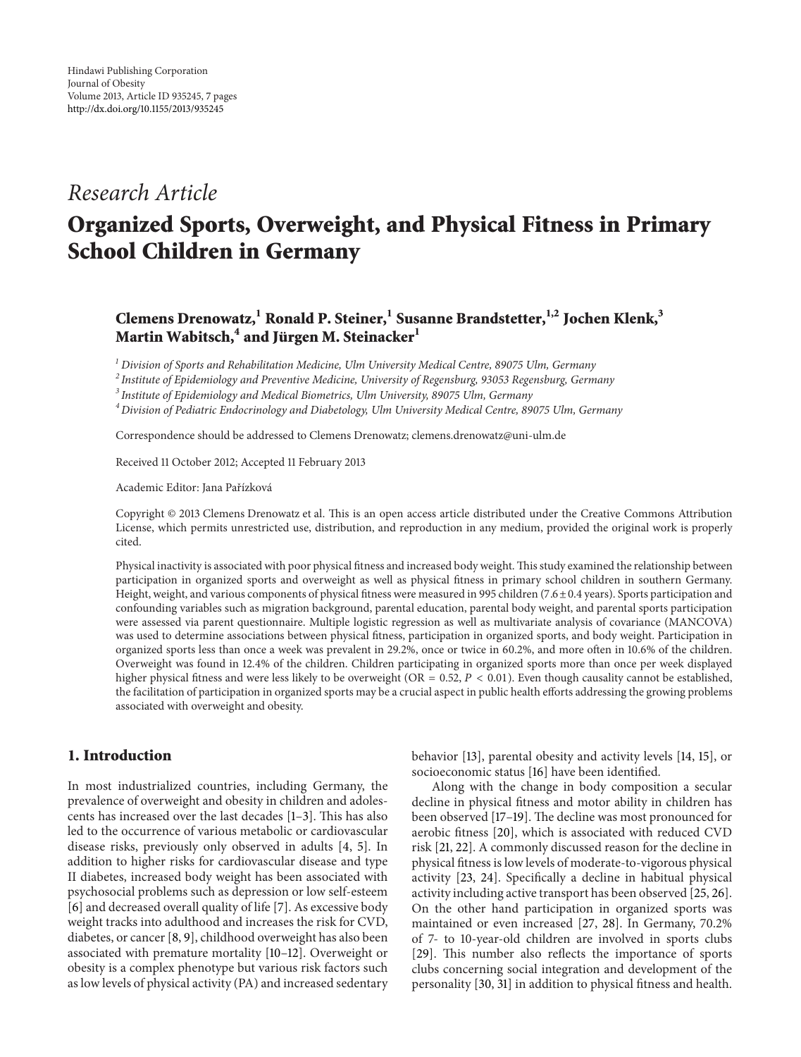Hindawi Publishing Corporation
Journal of Obesity
Volume 2013, Article ID 935245, 7 pages
http://dx.doi.org/10.1155/2013/935245

*Research Article*

# Organized Sports, Overweight, and Physical Fitness in Primary School Children in Germany

**Clemens Drenowatz,[1] Ronald P. Steiner,[1] Susanne Brandstetter,[1,2] Jochen Klenk,[3] Martin Wabitsch,[4] and Jürgen M. Steinacker[1]**

[1] *Division of Sports and Rehabilitation Medicine, Ulm University Medical Centre, 89075 Ulm, Germany*
[2] *Institute of Epidemiology and Preventive Medicine, University of Regensburg, 93053 Regensburg, Germany*
[3] *Institute of Epidemiology and Medical Biometrics, Ulm University, 89075 Ulm, Germany*
[4] *Division of Pediatric Endocrinology and Diabetology, Ulm University Medical Centre, 89075 Ulm, Germany*

Correspondence should be addressed to Clemens Drenowatz; clemens.drenowatz@uni-ulm.de

Received 11 October 2012; Accepted 11 February 2013

Academic Editor: Jana Pařízková

Copyright © 2013 Clemens Drenowatz et al. This is an open access article distributed under the Creative Commons Attribution License, which permits unrestricted use, distribution, and reproduction in any medium, provided the original work is properly cited.

Physical inactivity is associated with poor physical fitness and increased body weight. This study examined the relationship between participation in organized sports and overweight as well as physical fitness in primary school children in southern Germany. Height, weight, and various components of physical fitness were measured in 995 children ($7.6 \pm 0.4$ years). Sports participation and confounding variables such as migration background, parental education, parental body weight, and parental sports participation were assessed via parent questionnaire. Multiple logistic regression as well as multivariate analysis of covariance (MANCOVA) was used to determine associations between physical fitness, participation in organized sports, and body weight. Participation in organized sports less than once a week was prevalent in 29.2%, once or twice in 60.2%, and more often in 10.6% of the children. Overweight was found in 12.4% of the children. Children participating in organized sports more than once per week displayed higher physical fitness and were less likely to be overweight (OR = 0.52, $P < 0.01$). Even though causality cannot be established, the facilitation of participation in organized sports may be a crucial aspect in public health efforts addressing the growing problems associated with overweight and obesity.

## 1. Introduction

In most industrialized countries, including Germany, the prevalence of overweight and obesity in children and adolescents has increased over the last decades [1–3]. This has also led to the occurrence of various metabolic or cardiovascular disease risks, previously only observed in adults [4, 5]. In addition to higher risks for cardiovascular disease and type II diabetes, increased body weight has been associated with psychosocial problems such as depression or low self-esteem [6] and decreased overall quality of life [7]. As excessive body weight tracks into adulthood and increases the risk for CVD, diabetes, or cancer [8, 9], childhood overweight has also been associated with premature mortality [10–12]. Overweight or obesity is a complex phenotype but various risk factors such as low levels of physical activity (PA) and increased sedentary behavior [13], parental obesity and activity levels [14, 15], or socioeconomic status [16] have been identified.

Along with the change in body composition a secular decline in physical fitness and motor ability in children has been observed [17–19]. The decline was most pronounced for aerobic fitness [20], which is associated with reduced CVD risk [21, 22]. A commonly discussed reason for the decline in physical fitness is low levels of moderate-to-vigorous physical activity [23, 24]. Specifically a decline in habitual physical activity including active transport has been observed [25, 26]. On the other hand participation in organized sports was maintained or even increased [27, 28]. In Germany, 70.2% of 7- to 10-year-old children are involved in sports clubs [29]. This number also reflects the importance of sports clubs concerning social integration and development of the personality [30, 31] in addition to physical fitness and health.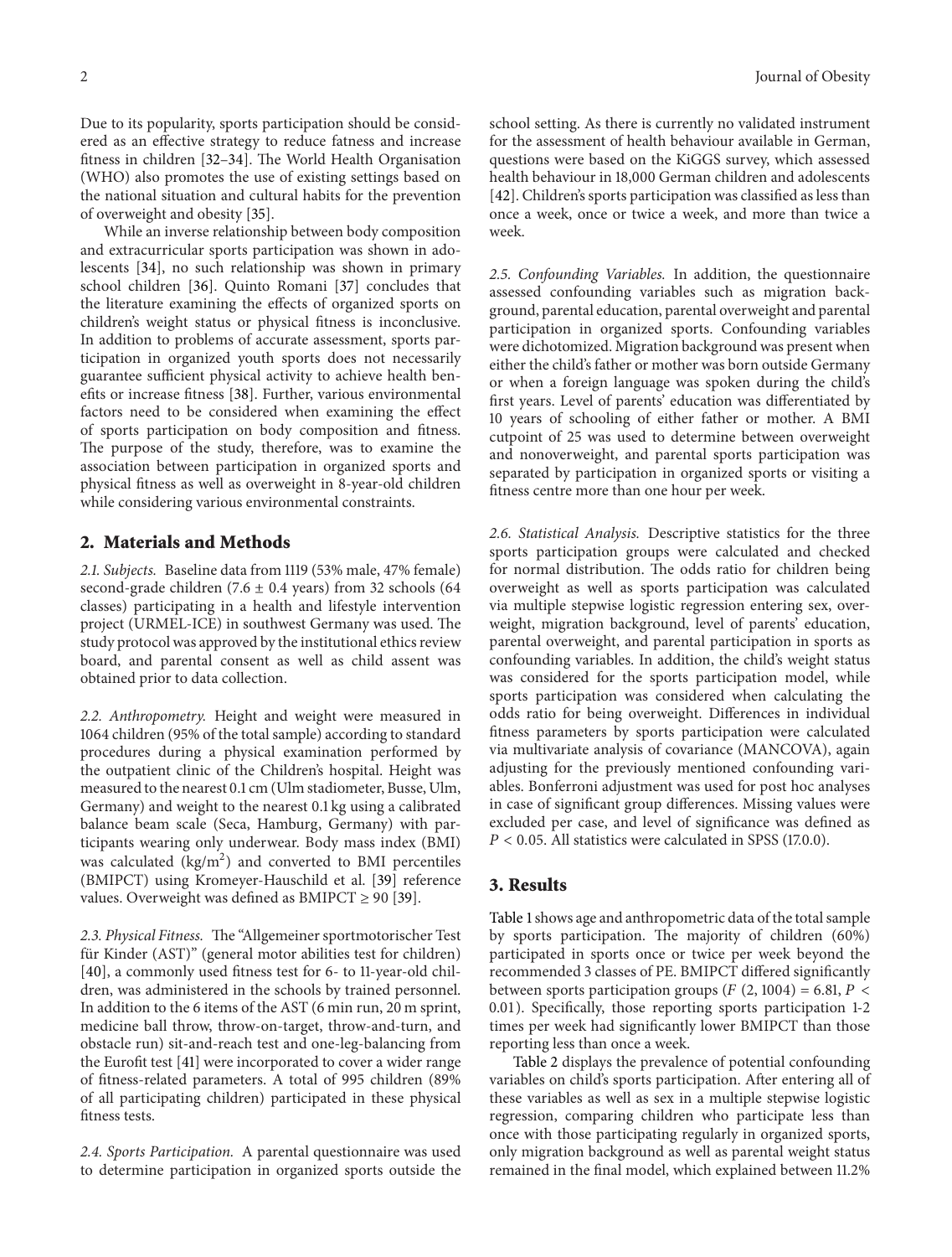Due to its popularity, sports participation should be considered as an effective strategy to reduce fatness and increase fitness in children [32–34]. The World Health Organisation (WHO) also promotes the use of existing settings based on the national situation and cultural habits for the prevention of overweight and obesity [35].

While an inverse relationship between body composition and extracurricular sports participation was shown in adolescents [34], no such relationship was shown in primary school children [36]. Quinto Romani [37] concludes that the literature examining the effects of organized sports on children's weight status or physical fitness is inconclusive. In addition to problems of accurate assessment, sports participation in organized youth sports does not necessarily guarantee sufficient physical activity to achieve health benefits or increase fitness [38]. Further, various environmental factors need to be considered when examining the effect of sports participation on body composition and fitness. The purpose of the study, therefore, was to examine the association between participation in organized sports and physical fitness as well as overweight in 8-year-old children while considering various environmental constraints.

## 2. Materials and Methods

*2.1. Subjects.* Baseline data from 1119 (53% male, 47% female) second-grade children (7.6 ± 0.4 years) from 32 schools (64 classes) participating in a health and lifestyle intervention project (URMEL-ICE) in southwest Germany was used. The study protocol was approved by the institutional ethics review board, and parental consent as well as child assent was obtained prior to data collection.

*2.2. Anthropometry.* Height and weight were measured in 1064 children (95% of the total sample) according to standard procedures during a physical examination performed by the outpatient clinic of the Children's hospital. Height was measured to the nearest 0.1 cm (Ulm stadiometer, Busse, Ulm, Germany) and weight to the nearest 0.1 kg using a calibrated balance beam scale (Seca, Hamburg, Germany) with participants wearing only underwear. Body mass index (BMI) was calculated (kg/m$^2$) and converted to BMI percentiles (BMIPCT) using Kromeyer-Hauschild et al. [39] reference values. Overweight was defined as BMIPCT ≥ 90 [39].

*2.3. Physical Fitness.* The "Allgemeiner sportmotorischer Test für Kinder (AST)" (general motor abilities test for children) [40], a commonly used fitness test for 6- to 11-year-old children, was administered in the schools by trained personnel. In addition to the 6 items of the AST (6 min run, 20 m sprint, medicine ball throw, throw-on-target, throw-and-turn, and obstacle run) sit-and-reach test and one-leg-balancing from the Eurofit test [41] were incorporated to cover a wider range of fitness-related parameters. A total of 995 children (89% of all participating children) participated in these physical fitness tests.

*2.4. Sports Participation.* A parental questionnaire was used to determine participation in organized sports outside the school setting. As there is currently no validated instrument for the assessment of health behaviour available in German, questions were based on the KiGGS survey, which assessed health behaviour in 18,000 German children and adolescents [42]. Children's sports participation was classified as less than once a week, once or twice a week, and more than twice a week.

*2.5. Confounding Variables.* In addition, the questionnaire assessed confounding variables such as migration background, parental education, parental overweight and parental participation in organized sports. Confounding variables were dichotomized. Migration background was present when either the child's father or mother was born outside Germany or when a foreign language was spoken during the child's first years. Level of parents' education was differentiated by 10 years of schooling of either father or mother. A BMI cutpoint of 25 was used to determine between overweight and nonoverweight, and parental sports participation was separated by participation in organized sports or visiting a fitness centre more than one hour per week.

*2.6. Statistical Analysis.* Descriptive statistics for the three sports participation groups were calculated and checked for normal distribution. The odds ratio for children being overweight as well as sports participation was calculated via multiple stepwise logistic regression entering sex, overweight, migration background, level of parents' education, parental overweight, and parental participation in sports as confounding variables. In addition, the child's weight status was considered for the sports participation model, while sports participation was considered when calculating the odds ratio for being overweight. Differences in individual fitness parameters by sports participation were calculated via multivariate analysis of covariance (MANCOVA), again adjusting for the previously mentioned confounding variables. Bonferroni adjustment was used for post hoc analyses in case of significant group differences. Missing values were excluded per case, and level of significance was defined as $P < 0.05$. All statistics were calculated in SPSS (17.0.0).

## 3. Results

Table 1 shows age and anthropometric data of the total sample by sports participation. The majority of children (60%) participated in sports once or twice per week beyond the recommended 3 classes of PE. BMIPCT differed significantly between sports participation groups ($F$ (2, 1004) = 6.81, $P < 0.01$). Specifically, those reporting sports participation 1-2 times per week had significantly lower BMIPCT than those reporting less than once a week.

Table 2 displays the prevalence of potential confounding variables on child's sports participation. After entering all of these variables as well as sex in a multiple stepwise logistic regression, comparing children who participate less than once with those participating regularly in organized sports, only migration background as well as parental weight status remained in the final model, which explained between 11.2%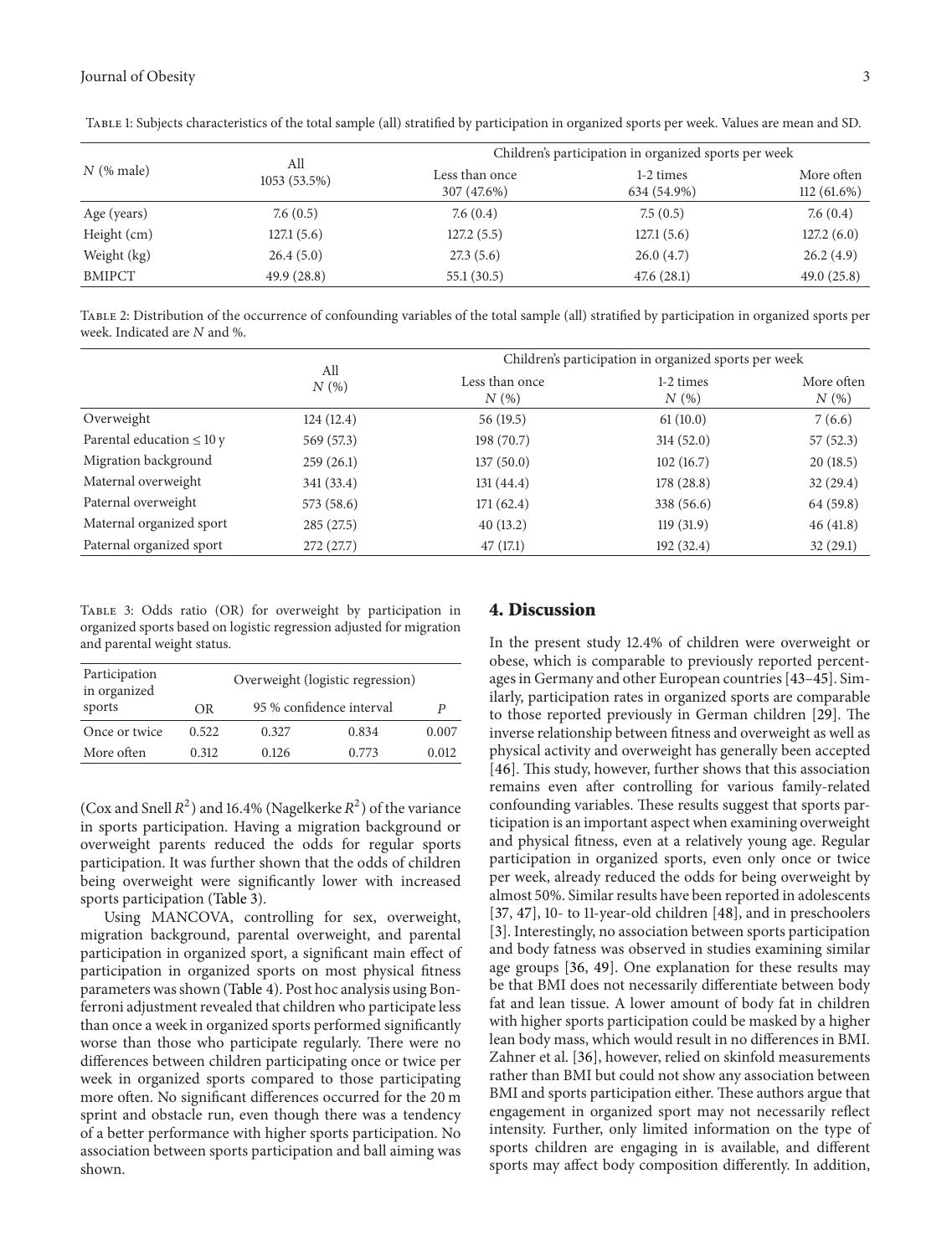Table 1: Subjects characteristics of the total sample (all) stratified by participation in organized sports per week. Values are mean and SD.

| $N$ (% male) | All 1053 (53.5%) | Children's participation in organized sports per week | | |
|---|---|---|---|---|
| | | Less than once 307 (47.6%) | 1-2 times 634 (54.9%) | More often 112 (61.6%) |
| Age (years) | 7.6 (0.5) | 7.6 (0.4) | 7.5 (0.5) | 7.6 (0.4) |
| Height (cm) | 127.1 (5.6) | 127.2 (5.5) | 127.1 (5.6) | 127.2 (6.0) |
| Weight (kg) | 26.4 (5.0) | 27.3 (5.6) | 26.0 (4.7) | 26.2 (4.9) |
| BMIPCT | 49.9 (28.8) | 55.1 (30.5) | 47.6 (28.1) | 49.0 (25.8) |

Table 2: Distribution of the occurrence of confounding variables of the total sample (all) stratified by participation in organized sports per week. Indicated are $N$ and %.

| | All $N$ (%) | Children's participation in organized sports per week | | |
|---|---|---|---|---|
| | | Less than once $N$ (%) | 1-2 times $N$ (%) | More often $N$ (%) |
| Overweight | 124 (12.4) | 56 (19.5) | 61 (10.0) | 7 (6.6) |
| Parental education ≤ 10 y | 569 (57.3) | 198 (70.7) | 314 (52.0) | 57 (52.3) |
| Migration background | 259 (26.1) | 137 (50.0) | 102 (16.7) | 20 (18.5) |
| Maternal overweight | 341 (33.4) | 131 (44.4) | 178 (28.8) | 32 (29.4) |
| Paternal overweight | 573 (58.6) | 171 (62.4) | 338 (56.6) | 64 (59.8) |
| Maternal organized sport | 285 (27.5) | 40 (13.2) | 119 (31.9) | 46 (41.8) |
| Paternal organized sport | 272 (27.7) | 47 (17.1) | 192 (32.4) | 32 (29.1) |

Table 3: Odds ratio (OR) for overweight by participation in organized sports based on logistic regression adjusted for migration and parental weight status.

| Participation in organized sports | Overweight (logistic regression) | | | |
|---|---|---|---|---|
| | OR | 95 % confidence interval | | $P$ |
| Once or twice | 0.522 | 0.327 | 0.834 | 0.007 |
| More often | 0.312 | 0.126 | 0.773 | 0.012 |

(Cox and Snell $R^2$) and 16.4% (Nagelkerke $R^2$) of the variance in sports participation. Having a migration background or overweight parents reduced the odds for regular sports participation. It was further shown that the odds of children being overweight were significantly lower with increased sports participation (Table 3).

Using MANCOVA, controlling for sex, overweight, migration background, parental overweight, and parental participation in organized sport, a significant main effect of participation in organized sports on most physical fitness parameters was shown (Table 4). Post hoc analysis using Bonferroni adjustment revealed that children who participate less than once a week in organized sports performed significantly worse than those who participate regularly. There were no differences between children participating once or twice per week in organized sports compared to those participating more often. No significant differences occurred for the 20 m sprint and obstacle run, even though there was a tendency of a better performance with higher sports participation. No association between sports participation and ball aiming was shown.

## 4. Discussion

In the present study 12.4% of children were overweight or obese, which is comparable to previously reported percentages in Germany and other European countries [43–45]. Similarly, participation rates in organized sports are comparable to those reported previously in German children [29]. The inverse relationship between fitness and overweight as well as physical activity and overweight has generally been accepted [46]. This study, however, further shows that this association remains even after controlling for various family-related confounding variables. These results suggest that sports participation is an important aspect when examining overweight and physical fitness, even at a relatively young age. Regular participation in organized sports, even only once or twice per week, already reduced the odds for being overweight by almost 50%. Similar results have been reported in adolescents [37, 47], 10- to 11-year-old children [48], and in preschoolers [3]. Interestingly, no association between sports participation and body fatness was observed in studies examining similar age groups [36, 49]. One explanation for these results may be that BMI does not necessarily differentiate between body fat and lean tissue. A lower amount of body fat in children with higher sports participation could be masked by a higher lean body mass, which would result in no differences in BMI. Zahner et al. [36], however, relied on skinfold measurements rather than BMI but could not show any association between BMI and sports participation either. These authors argue that engagement in organized sport may not necessarily reflect intensity. Further, only limited information on the type of sports children are engaging in is available, and different sports may affect body composition differently. In addition,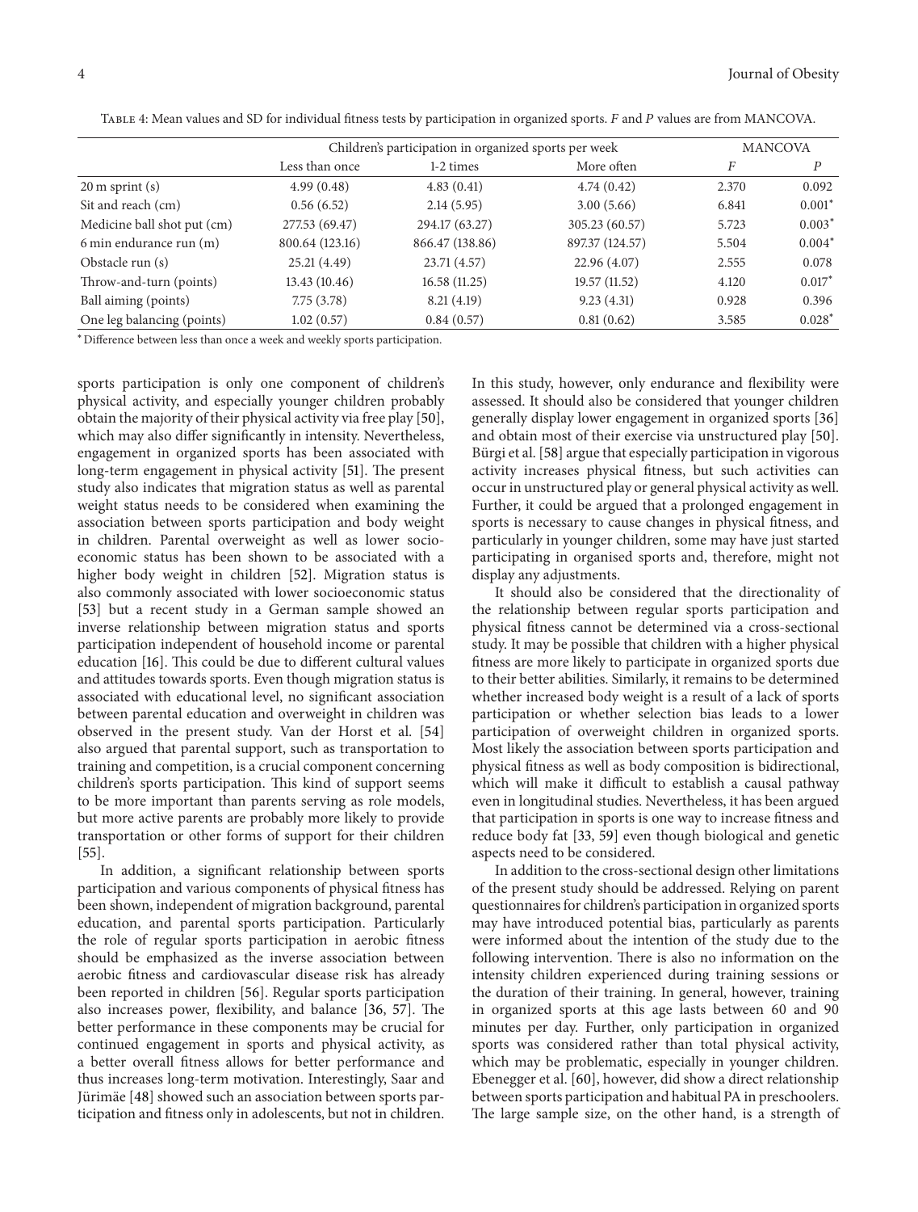Table 4: Mean values and SD for individual fitness tests by participation in organized sports. *F* and *P* values are from MANCOVA.

| | Children's participation in organized sports per week | | | MANCOVA | |
|---|---|---|---|---|---|
| | Less than once | 1-2 times | More often | *F* | *P* |
| 20 m sprint (s) | 4.99 (0.48) | 4.83 (0.41) | 4.74 (0.42) | 2.370 | 0.092 |
| Sit and reach (cm) | 0.56 (6.52) | 2.14 (5.95) | 3.00 (5.66) | 6.841 | 0.001* |
| Medicine ball shot put (cm) | 277.53 (69.47) | 294.17 (63.27) | 305.23 (60.57) | 5.723 | 0.003* |
| 6 min endurance run (m) | 800.64 (123.16) | 866.47 (138.86) | 897.37 (124.57) | 5.504 | 0.004* |
| Obstacle run (s) | 25.21 (4.49) | 23.71 (4.57) | 22.96 (4.07) | 2.555 | 0.078 |
| Throw-and-turn (points) | 13.43 (10.46) | 16.58 (11.25) | 19.57 (11.52) | 4.120 | 0.017* |
| Ball aiming (points) | 7.75 (3.78) | 8.21 (4.19) | 9.23 (4.31) | 0.928 | 0.396 |
| One leg balancing (points) | 1.02 (0.57) | 0.84 (0.57) | 0.81 (0.62) | 3.585 | 0.028* |

*Difference between less than once a week and weekly sports participation.

sports participation is only one component of children's physical activity, and especially younger children probably obtain the majority of their physical activity via free play [50], which may also differ significantly in intensity. Nevertheless, engagement in organized sports has been associated with long-term engagement in physical activity [51]. The present study also indicates that migration status as well as parental weight status needs to be considered when examining the association between sports participation and body weight in children. Parental overweight as well as lower socioeconomic status has been shown to be associated with a higher body weight in children [52]. Migration status is also commonly associated with lower socioeconomic status [53] but a recent study in a German sample showed an inverse relationship between migration status and sports participation independent of household income or parental education [16]. This could be due to different cultural values and attitudes towards sports. Even though migration status is associated with educational level, no significant association between parental education and overweight in children was observed in the present study. Van der Horst et al. [54] also argued that parental support, such as transportation to training and competition, is a crucial component concerning children's sports participation. This kind of support seems to be more important than parents serving as role models, but more active parents are probably more likely to provide transportation or other forms of support for their children [55].

In addition, a significant relationship between sports participation and various components of physical fitness has been shown, independent of migration background, parental education, and parental sports participation. Particularly the role of regular sports participation in aerobic fitness should be emphasized as the inverse association between aerobic fitness and cardiovascular disease risk has already been reported in children [56]. Regular sports participation also increases power, flexibility, and balance [36, 57]. The better performance in these components may be crucial for continued engagement in sports and physical activity, as a better overall fitness allows for better performance and thus increases long-term motivation. Interestingly, Saar and Jürimäe [48] showed such an association between sports participation and fitness only in adolescents, but not in children. In this study, however, only endurance and flexibility were assessed. It should also be considered that younger children generally display lower engagement in organized sports [36] and obtain most of their exercise via unstructured play [50]. Bürgi et al. [58] argue that especially participation in vigorous activity increases physical fitness, but such activities can occur in unstructured play or general physical activity as well. Further, it could be argued that a prolonged engagement in sports is necessary to cause changes in physical fitness, and particularly in younger children, some may have just started participating in organised sports and, therefore, might not display any adjustments.

It should also be considered that the directionality of the relationship between regular sports participation and physical fitness cannot be determined via a cross-sectional study. It may be possible that children with a higher physical fitness are more likely to participate in organized sports due to their better abilities. Similarly, it remains to be determined whether increased body weight is a result of a lack of sports participation or whether selection bias leads to a lower participation of overweight children in organized sports. Most likely the association between sports participation and physical fitness as well as body composition is bidirectional, which will make it difficult to establish a causal pathway even in longitudinal studies. Nevertheless, it has been argued that participation in sports is one way to increase fitness and reduce body fat [33, 59] even though biological and genetic aspects need to be considered.

In addition to the cross-sectional design other limitations of the present study should be addressed. Relying on parent questionnaires for children's participation in organized sports may have introduced potential bias, particularly as parents were informed about the intention of the study due to the following intervention. There is also no information on the intensity children experienced during training sessions or the duration of their training. In general, however, training in organized sports at this age lasts between 60 and 90 minutes per day. Further, only participation in organized sports was considered rather than total physical activity, which may be problematic, especially in younger children. Ebenegger et al. [60], however, did show a direct relationship between sports participation and habitual PA in preschoolers. The large sample size, on the other hand, is a strength of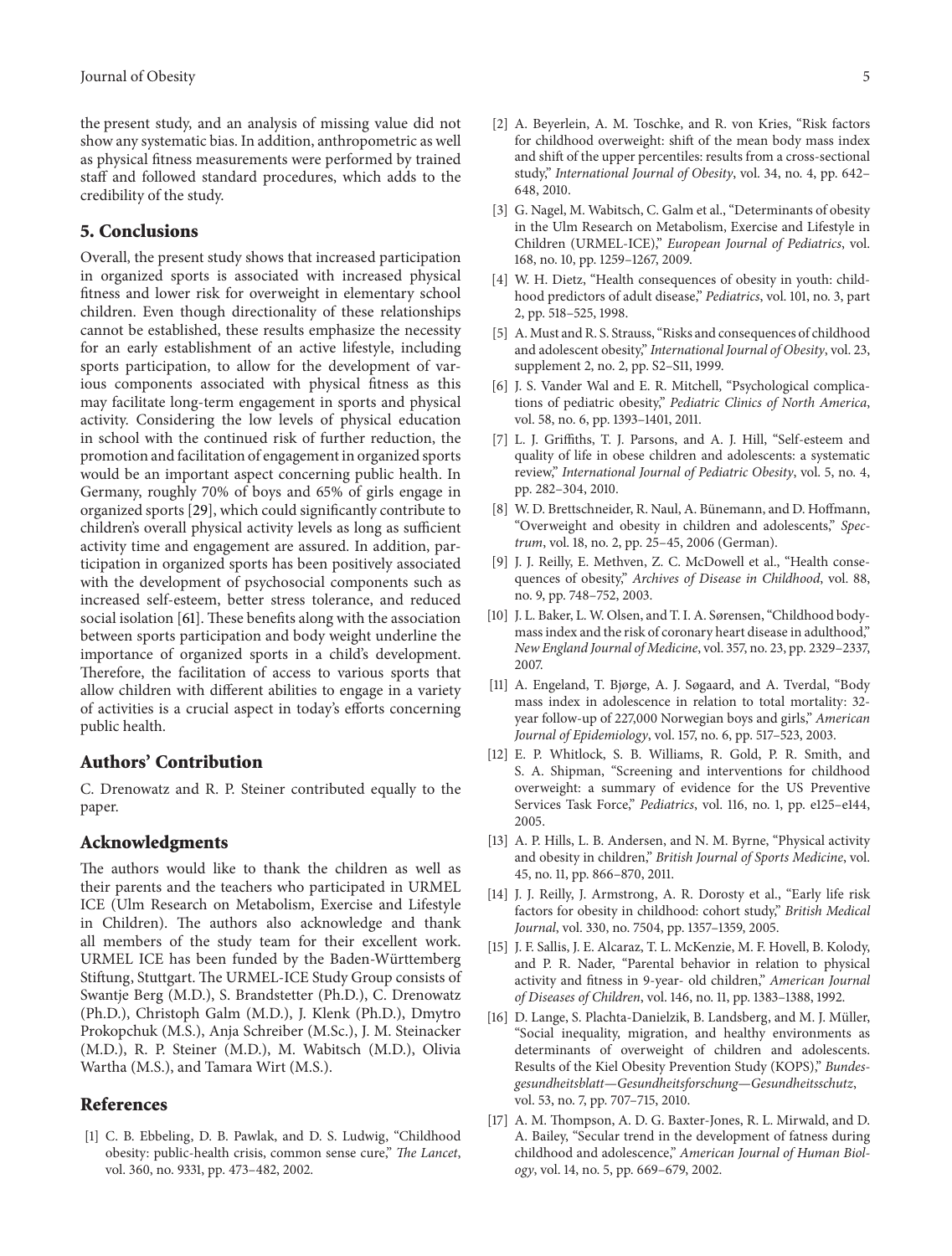the present study, and an analysis of missing value did not show any systematic bias. In addition, anthropometric as well as physical fitness measurements were performed by trained staff and followed standard procedures, which adds to the credibility of the study.

## 5. Conclusions

Overall, the present study shows that increased participation in organized sports is associated with increased physical fitness and lower risk for overweight in elementary school children. Even though directionality of these relationships cannot be established, these results emphasize the necessity for an early establishment of an active lifestyle, including sports participation, to allow for the development of various components associated with physical fitness as this may facilitate long-term engagement in sports and physical activity. Considering the low levels of physical education in school with the continued risk of further reduction, the promotion and facilitation of engagement in organized sports would be an important aspect concerning public health. In Germany, roughly 70% of boys and 65% of girls engage in organized sports [29], which could significantly contribute to children's overall physical activity levels as long as sufficient activity time and engagement are assured. In addition, participation in organized sports has been positively associated with the development of psychosocial components such as increased self-esteem, better stress tolerance, and reduced social isolation [61]. These benefits along with the association between sports participation and body weight underline the importance of organized sports in a child's development. Therefore, the facilitation of access to various sports that allow children with different abilities to engage in a variety of activities is a crucial aspect in today's efforts concerning public health.

## Authors' Contribution

C. Drenowatz and R. P. Steiner contributed equally to the paper.

## Acknowledgments

The authors would like to thank the children as well as their parents and the teachers who participated in URMEL ICE (Ulm Research on Metabolism, Exercise and Lifestyle in Children). The authors also acknowledge and thank all members of the study team for their excellent work. URMEL ICE has been funded by the Baden-Württemberg Stiftung, Stuttgart. The URMEL-ICE Study Group consists of Swantje Berg (M.D.), S. Brandstetter (Ph.D.), C. Drenowatz (Ph.D.), Christoph Galm (M.D.), J. Klenk (Ph.D.), Dmytro Prokopchuk (M.S.), Anja Schreiber (M.Sc.), J. M. Steinacker (M.D.), R. P. Steiner (M.D.), M. Wabitsch (M.D.), Olivia Wartha (M.S.), and Tamara Wirt (M.S.).

## References

[1] C. B. Ebbeling, D. B. Pawlak, and D. S. Ludwig, "Childhood obesity: public-health crisis, common sense cure," *The Lancet*, vol. 360, no. 9331, pp. 473–482, 2002.

[2] A. Beyerlein, A. M. Toschke, and R. von Kries, "Risk factors for childhood overweight: shift of the mean body mass index and shift of the upper percentiles: results from a cross-sectional study," *International Journal of Obesity*, vol. 34, no. 4, pp. 642–648, 2010.

[3] G. Nagel, M. Wabitsch, C. Galm et al., "Determinants of obesity in the Ulm Research on Metabolism, Exercise and Lifestyle in Children (URMEL-ICE)," *European Journal of Pediatrics*, vol. 168, no. 10, pp. 1259–1267, 2009.

[4] W. H. Dietz, "Health consequences of obesity in youth: childhood predictors of adult disease," *Pediatrics*, vol. 101, no. 3, part 2, pp. 518–525, 1998.

[5] A. Must and R. S. Strauss, "Risks and consequences of childhood and adolescent obesity," *International Journal of Obesity*, vol. 23, supplement 2, no. 2, pp. S2–S11, 1999.

[6] J. S. Vander Wal and E. R. Mitchell, "Psychological complications of pediatric obesity," *Pediatric Clinics of North America*, vol. 58, no. 6, pp. 1393–1401, 2011.

[7] L. J. Griffiths, T. J. Parsons, and A. J. Hill, "Self-esteem and quality of life in obese children and adolescents: a systematic review," *International Journal of Pediatric Obesity*, vol. 5, no. 4, pp. 282–304, 2010.

[8] W. D. Brettschneider, R. Naul, A. Bünemann, and D. Hoffmann, "Overweight and obesity in children and adolescents," *Spectrum*, vol. 18, no. 2, pp. 25–45, 2006 (German).

[9] J. J. Reilly, E. Methven, Z. C. McDowell et al., "Health consequences of obesity," *Archives of Disease in Childhood*, vol. 88, no. 9, pp. 748–752, 2003.

[10] J. L. Baker, L. W. Olsen, and T. I. A. Sørensen, "Childhood body-mass index and the risk of coronary heart disease in adulthood," *New England Journal of Medicine*, vol. 357, no. 23, pp. 2329–2337, 2007.

[11] A. Engeland, T. Bjørge, A. J. Søgaard, and A. Tverdal, "Body mass index in adolescence in relation to total mortality: 32-year follow-up of 227,000 Norwegian boys and girls," *American Journal of Epidemiology*, vol. 157, no. 6, pp. 517–523, 2003.

[12] E. P. Whitlock, S. B. Williams, R. Gold, P. R. Smith, and S. A. Shipman, "Screening and interventions for childhood overweight: a summary of evidence for the US Preventive Services Task Force," *Pediatrics*, vol. 116, no. 1, pp. e125–e144, 2005.

[13] A. P. Hills, L. B. Andersen, and N. M. Byrne, "Physical activity and obesity in children," *British Journal of Sports Medicine*, vol. 45, no. 11, pp. 866–870, 2011.

[14] J. J. Reilly, J. Armstrong, A. R. Dorosty et al., "Early life risk factors for obesity in childhood: cohort study," *British Medical Journal*, vol. 330, no. 7504, pp. 1357–1359, 2005.

[15] J. F. Sallis, J. E. Alcaraz, T. L. McKenzie, M. F. Hovell, B. Kolody, and P. R. Nader, "Parental behavior in relation to physical activity and fitness in 9-year- old children," *American Journal of Diseases of Children*, vol. 146, no. 11, pp. 1383–1388, 1992.

[16] D. Lange, S. Plachta-Danielzik, B. Landsberg, and M. J. Müller, "Social inequality, migration, and healthy environments as determinants of overweight of children and adolescents. Results of the Kiel Obesity Prevention Study (KOPS)," *Bundesgesundheitsblatt—Gesundheitsforschung—Gesundheitsschutz*, vol. 53, no. 7, pp. 707–715, 2010.

[17] A. M. Thompson, A. D. G. Baxter-Jones, R. L. Mirwald, and D. A. Bailey, "Secular trend in the development of fatness during childhood and adolescence," *American Journal of Human Biology*, vol. 14, no. 5, pp. 669–679, 2002.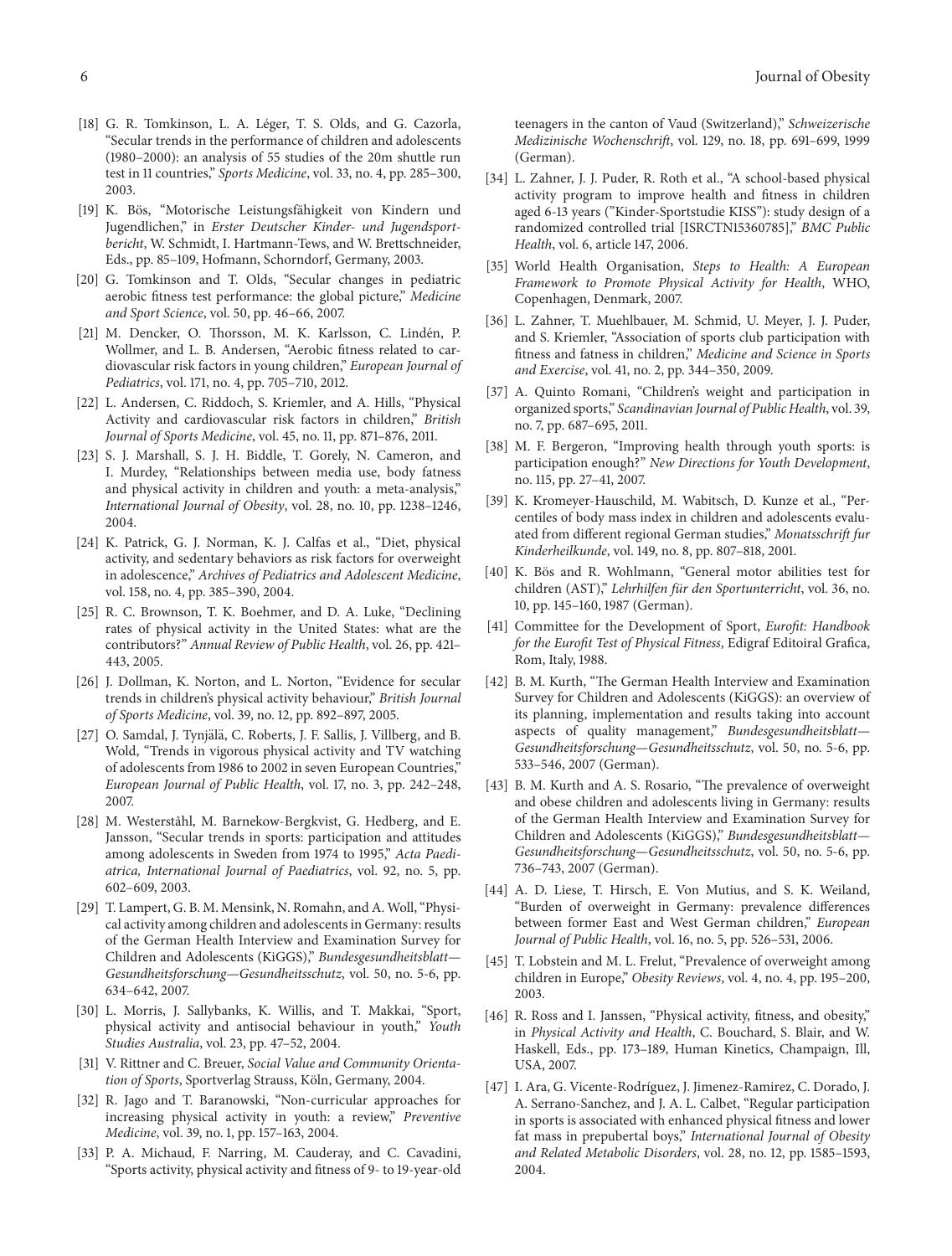[18] G. R. Tomkinson, L. A. Léger, T. S. Olds, and G. Cazorla, "Secular trends in the performance of children and adolescents (1980–2000): an analysis of 55 studies of the 20m shuttle run test in 11 countries," *Sports Medicine*, vol. 33, no. 4, pp. 285–300, 2003.

[19] K. Bös, "Motorische Leistungsfähigkeit von Kindern und Jugendlichen," in *Erster Deutscher Kinder- und Jugendsportbericht*, W. Schmidt, I. Hartmann-Tews, and W. Brettschneider, Eds., pp. 85–109, Hofmann, Schorndorf, Germany, 2003.

[20] G. Tomkinson and T. Olds, "Secular changes in pediatric aerobic fitness test performance: the global picture," *Medicine and Sport Science*, vol. 50, pp. 46–66, 2007.

[21] M. Dencker, O. Thorsson, M. K. Karlsson, C. Lindén, P. Wollmer, and L. B. Andersen, "Aerobic fitness related to cardiovascular risk factors in young children," *European Journal of Pediatrics*, vol. 171, no. 4, pp. 705–710, 2012.

[22] L. Andersen, C. Riddoch, S. Kriemler, and A. Hills, "Physical Activity and cardiovascular risk factors in children," *British Journal of Sports Medicine*, vol. 45, no. 11, pp. 871–876, 2011.

[23] S. J. Marshall, S. J. H. Biddle, T. Gorely, N. Cameron, and I. Murdey, "Relationships between media use, body fatness and physical activity in children and youth: a meta-analysis," *International Journal of Obesity*, vol. 28, no. 10, pp. 1238–1246, 2004.

[24] K. Patrick, G. J. Norman, K. J. Calfas et al., "Diet, physical activity, and sedentary behaviors as risk factors for overweight in adolescence," *Archives of Pediatrics and Adolescent Medicine*, vol. 158, no. 4, pp. 385–390, 2004.

[25] R. C. Brownson, T. K. Boehmer, and D. A. Luke, "Declining rates of physical activity in the United States: what are the contributors?" *Annual Review of Public Health*, vol. 26, pp. 421–443, 2005.

[26] J. Dollman, K. Norton, and L. Norton, "Evidence for secular trends in children's physical activity behaviour," *British Journal of Sports Medicine*, vol. 39, no. 12, pp. 892–897, 2005.

[27] O. Samdal, J. Tynjälä, C. Roberts, J. F. Sallis, J. Villberg, and B. Wold, "Trends in vigorous physical activity and TV watching of adolescents from 1986 to 2002 in seven European Countries," *European Journal of Public Health*, vol. 17, no. 3, pp. 242–248, 2007.

[28] M. Westerståhl, M. Barnekow-Bergkvist, G. Hedberg, and E. Jansson, "Secular trends in sports: participation and attitudes among adolescents in Sweden from 1974 to 1995," *Acta Paediatrica, International Journal of Paediatrics*, vol. 92, no. 5, pp. 602–609, 2003.

[29] T. Lampert, G. B. M. Mensink, N. Romahn, and A. Woll, "Physical activity among children and adolescents in Germany: results of the German Health Interview and Examination Survey for Children and Adolescents (KiGGS)," *Bundesgesundheitsblatt—Gesundheitsforschung—Gesundheitsschutz*, vol. 50, no. 5-6, pp. 634–642, 2007.

[30] L. Morris, J. Sallybanks, K. Willis, and T. Makkai, "Sport, physical activity and antisocial behaviour in youth," *Youth Studies Australia*, vol. 23, pp. 47–52, 2004.

[31] V. Rittner and C. Breuer, *Social Value and Community Orientation of Sports*, Sportverlag Strauss, Köln, Germany, 2004.

[32] R. Jago and T. Baranowski, "Non-curricular approaches for increasing physical activity in youth: a review," *Preventive Medicine*, vol. 39, no. 1, pp. 157–163, 2004.

[33] P. A. Michaud, F. Narring, M. Cauderay, and C. Cavadini, "Sports activity, physical activity and fitness of 9- to 19-year-old teenagers in the canton of Vaud (Switzerland)," *Schweizerische Medizinische Wochenschrift*, vol. 129, no. 18, pp. 691–699, 1999 (German).

[34] L. Zahner, J. J. Puder, R. Roth et al., "A school-based physical activity program to improve health and fitness in children aged 6-13 years ("Kinder-Sportstudie KISS"): study design of a randomized controlled trial [ISRCTN15360785]," *BMC Public Health*, vol. 6, article 147, 2006.

[35] World Health Organisation, *Steps to Health: A European Framework to Promote Physical Activity for Health*, WHO, Copenhagen, Denmark, 2007.

[36] L. Zahner, T. Muehlbauer, M. Schmid, U. Meyer, J. J. Puder, and S. Kriemler, "Association of sports club participation with fitness and fatness in children," *Medicine and Science in Sports and Exercise*, vol. 41, no. 2, pp. 344–350, 2009.

[37] A. Quinto Romani, "Children's weight and participation in organized sports," *Scandinavian Journal of Public Health*, vol. 39, no. 7, pp. 687–695, 2011.

[38] M. F. Bergeron, "Improving health through youth sports: is participation enough?" *New Directions for Youth Development*, no. 115, pp. 27–41, 2007.

[39] K. Kromeyer-Hauschild, M. Wabitsch, D. Kunze et al., "Percentiles of body mass index in children and adolescents evaluated from different regional German studies," *Monatsschrift fur Kinderheilkunde*, vol. 149, no. 8, pp. 807–818, 2001.

[40] K. Bös and R. Wohlmann, "General motor abilities test for children (AST)," *Lehrhilfen für den Sportunterricht*, vol. 36, no. 10, pp. 145–160, 1987 (German).

[41] Committee for the Development of Sport, *Eurofit: Handbook for the Eurofit Test of Physical Fitness*, Edigraf Editoiral Grafica, Rom, Italy, 1988.

[42] B. M. Kurth, "The German Health Interview and Examination Survey for Children and Adolescents (KiGGS): an overview of its planning, implementation and results taking into account aspects of quality management," *Bundesgesundheitsblatt—Gesundheitsforschung—Gesundheitsschutz*, vol. 50, no. 5-6, pp. 533–546, 2007 (German).

[43] B. M. Kurth and A. S. Rosario, "The prevalence of overweight and obese children and adolescents living in Germany: results of the German Health Interview and Examination Survey for Children and Adolescents (KiGGS)," *Bundesgesundheitsblatt—Gesundheitsforschung—Gesundheitsschutz*, vol. 50, no. 5-6, pp. 736–743, 2007 (German).

[44] A. D. Liese, T. Hirsch, E. Von Mutius, and S. K. Weiland, "Burden of overweight in Germany: prevalence differences between former East and West German children," *European Journal of Public Health*, vol. 16, no. 5, pp. 526–531, 2006.

[45] T. Lobstein and M. L. Frelut, "Prevalence of overweight among children in Europe," *Obesity Reviews*, vol. 4, no. 4, pp. 195–200, 2003.

[46] R. Ross and I. Janssen, "Physical activity, fitness, and obesity," in *Physical Activity and Health*, C. Bouchard, S. Blair, and W. Haskell, Eds., pp. 173–189, Human Kinetics, Champaign, Ill, USA, 2007.

[47] I. Ara, G. Vicente-Rodríguez, J. Jimenez-Ramirez, C. Dorado, J. A. Serrano-Sanchez, and J. A. L. Calbet, "Regular participation in sports is associated with enhanced physical fitness and lower fat mass in prepubertal boys," *International Journal of Obesity and Related Metabolic Disorders*, vol. 28, no. 12, pp. 1585–1593, 2004.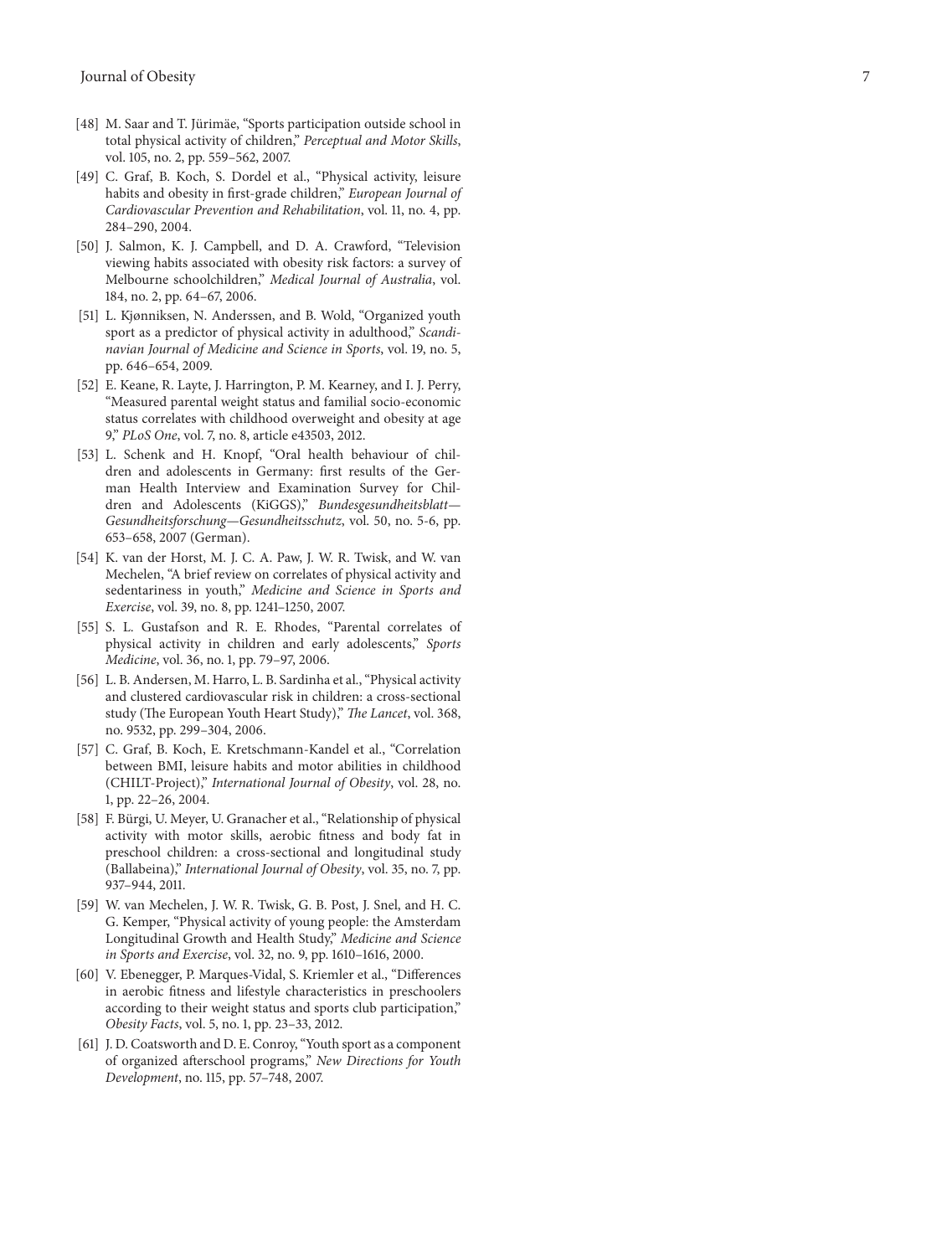[48] M. Saar and T. Jürimäe, "Sports participation outside school in total physical activity of children," *Perceptual and Motor Skills*, vol. 105, no. 2, pp. 559–562, 2007.

[49] C. Graf, B. Koch, S. Dordel et al., "Physical activity, leisure habits and obesity in first-grade children," *European Journal of Cardiovascular Prevention and Rehabilitation*, vol. 11, no. 4, pp. 284–290, 2004.

[50] J. Salmon, K. J. Campbell, and D. A. Crawford, "Television viewing habits associated with obesity risk factors: a survey of Melbourne schoolchildren," *Medical Journal of Australia*, vol. 184, no. 2, pp. 64–67, 2006.

[51] L. Kjønniksen, N. Anderssen, and B. Wold, "Organized youth sport as a predictor of physical activity in adulthood," *Scandinavian Journal of Medicine and Science in Sports*, vol. 19, no. 5, pp. 646–654, 2009.

[52] E. Keane, R. Layte, J. Harrington, P. M. Kearney, and I. J. Perry, "Measured parental weight status and familial socio-economic status correlates with childhood overweight and obesity at age 9," *PLoS One*, vol. 7, no. 8, article e43503, 2012.

[53] L. Schenk and H. Knopf, "Oral health behaviour of children and adolescents in Germany: first results of the German Health Interview and Examination Survey for Children and Adolescents (KiGGS)," *Bundesgesundheitsblatt—Gesundheitsforschung—Gesundheitsschutz*, vol. 50, no. 5-6, pp. 653–658, 2007 (German).

[54] K. van der Horst, M. J. C. A. Paw, J. W. R. Twisk, and W. van Mechelen, "A brief review on correlates of physical activity and sedentariness in youth," *Medicine and Science in Sports and Exercise*, vol. 39, no. 8, pp. 1241–1250, 2007.

[55] S. L. Gustafson and R. E. Rhodes, "Parental correlates of physical activity in children and early adolescents," *Sports Medicine*, vol. 36, no. 1, pp. 79–97, 2006.

[56] L. B. Andersen, M. Harro, L. B. Sardinha et al., "Physical activity and clustered cardiovascular risk in children: a cross-sectional study (The European Youth Heart Study)," *The Lancet*, vol. 368, no. 9532, pp. 299–304, 2006.

[57] C. Graf, B. Koch, E. Kretschmann-Kandel et al., "Correlation between BMI, leisure habits and motor abilities in childhood (CHILT-Project)," *International Journal of Obesity*, vol. 28, no. 1, pp. 22–26, 2004.

[58] F. Bürgi, U. Meyer, U. Granacher et al., "Relationship of physical activity with motor skills, aerobic fitness and body fat in preschool children: a cross-sectional and longitudinal study (Ballabeina)," *International Journal of Obesity*, vol. 35, no. 7, pp. 937–944, 2011.

[59] W. van Mechelen, J. W. R. Twisk, G. B. Post, J. Snel, and H. C. G. Kemper, "Physical activity of young people: the Amsterdam Longitudinal Growth and Health Study," *Medicine and Science in Sports and Exercise*, vol. 32, no. 9, pp. 1610–1616, 2000.

[60] V. Ebenegger, P. Marques-Vidal, S. Kriemler et al., "Differences in aerobic fitness and lifestyle characteristics in preschoolers according to their weight status and sports club participation," *Obesity Facts*, vol. 5, no. 1, pp. 23–33, 2012.

[61] J. D. Coatsworth and D. E. Conroy, "Youth sport as a component of organized afterschool programs," *New Directions for Youth Development*, no. 115, pp. 57–748, 2007.